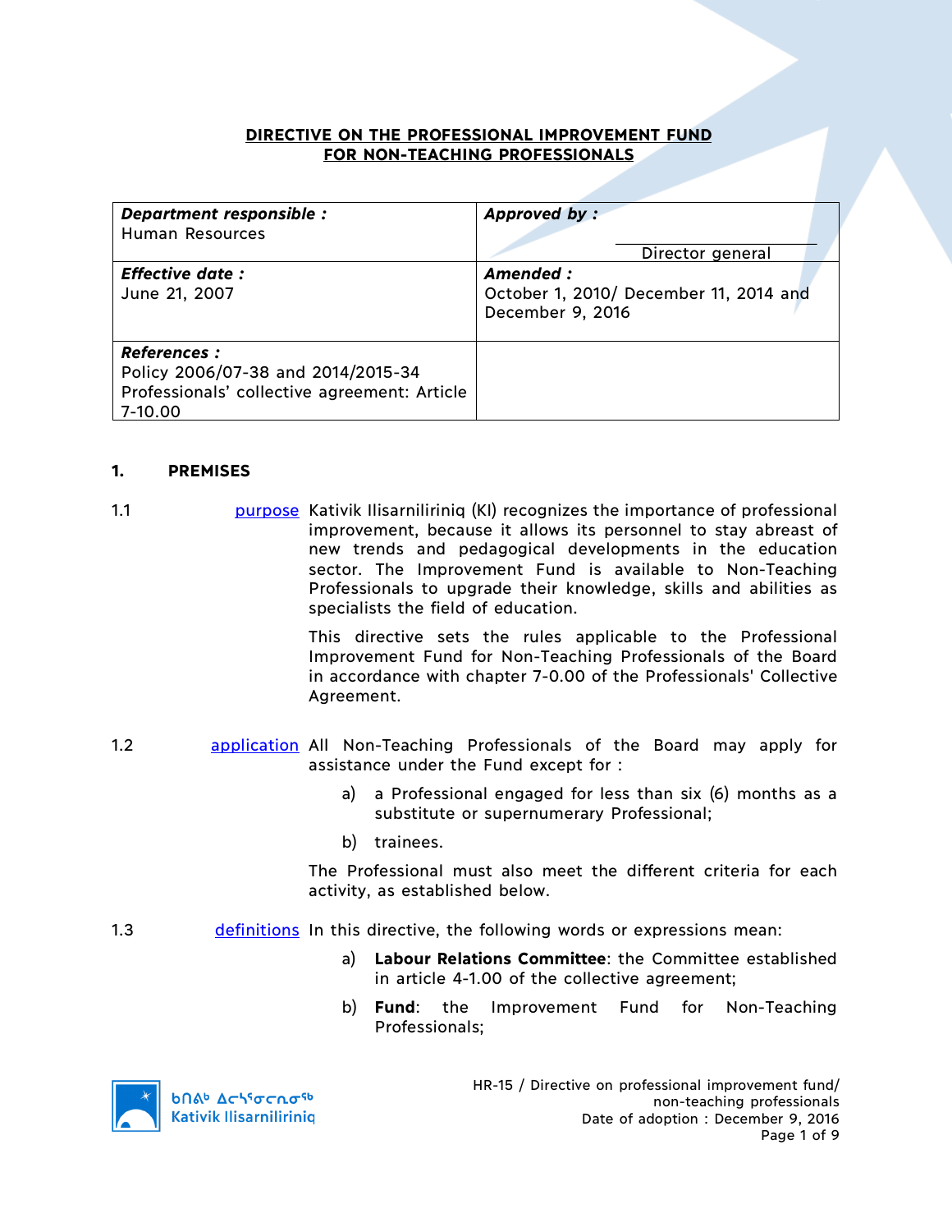# DIRECTIVE ON THE PROFESSIONAL IMPROVEMENT FUND FOR NON-TEACHING PROFESSIONALS

| ***Department responsible :*** Human Resources | ***Approved by :*** Director general |
|---|---|
| ***Effective date :*** June 21, 2007 | ***Amended :*** October 1, 2010/ December 11, 2014 and December 9, 2016 |
| ***References :*** Policy 2006/07-38 and 2014/2015-34 Professionals' collective agreement: Article 7-10.00 | |

## 1. PREMISES

**1.1 purpose**

Kativik Ilisarniliriniq (KI) recognizes the importance of professional improvement, because it allows its personnel to stay abreast of new trends and pedagogical developments in the education sector. The Improvement Fund is available to Non-Teaching Professionals to upgrade their knowledge, skills and abilities as specialists the field of education.

This directive sets the rules applicable to the Professional Improvement Fund for Non-Teaching Professionals of the Board in accordance with chapter 7-0.00 of the Professionals' Collective Agreement.

**1.2 application**

All Non-Teaching Professionals of the Board may apply for assistance under the Fund except for :

a) a Professional engaged for less than six (6) months as a substitute or supernumerary Professional;

b) trainees.

The Professional must also meet the different criteria for each activity, as established below.

**1.3 definitions**

In this directive, the following words or expressions mean:

a) **Labour Relations Committee**: the Committee established in article 4-1.00 of the collective agreement;

b) **Fund**: the Improvement Fund for Non-Teaching Professionals;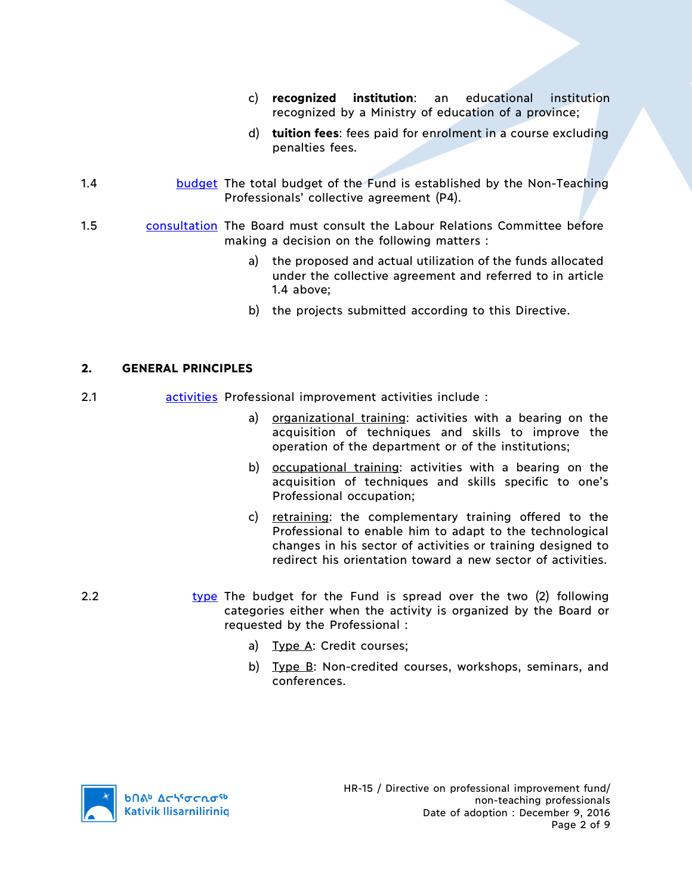c) **recognized institution**: an educational institution recognized by a Ministry of education of a province;

d) **tuition fees**: fees paid for enrolment in a course excluding penalties fees.

1.4 budget The total budget of the Fund is established by the Non-Teaching Professionals' collective agreement (P4).

1.5 consultation The Board must consult the Labour Relations Committee before making a decision on the following matters :

a) the proposed and actual utilization of the funds allocated under the collective agreement and referred to in article 1.4 above;

b) the projects submitted according to this Directive.

## 2. GENERAL PRINCIPLES

2.1 activities Professional improvement activities include :

a) organizational training: activities with a bearing on the acquisition of techniques and skills to improve the operation of the department or of the institutions;

b) occupational training: activities with a bearing on the acquisition of techniques and skills specific to one's Professional occupation;

c) retraining: the complementary training offered to the Professional to enable him to adapt to the technological changes in his sector of activities or training designed to redirect his orientation toward a new sector of activities.

2.2 type The budget for the Fund is spread over the two (2) following categories either when the activity is organized by the Board or requested by the Professional :

a) Type A: Credit courses;

b) Type B: Non-credited courses, workshops, seminars, and conferences.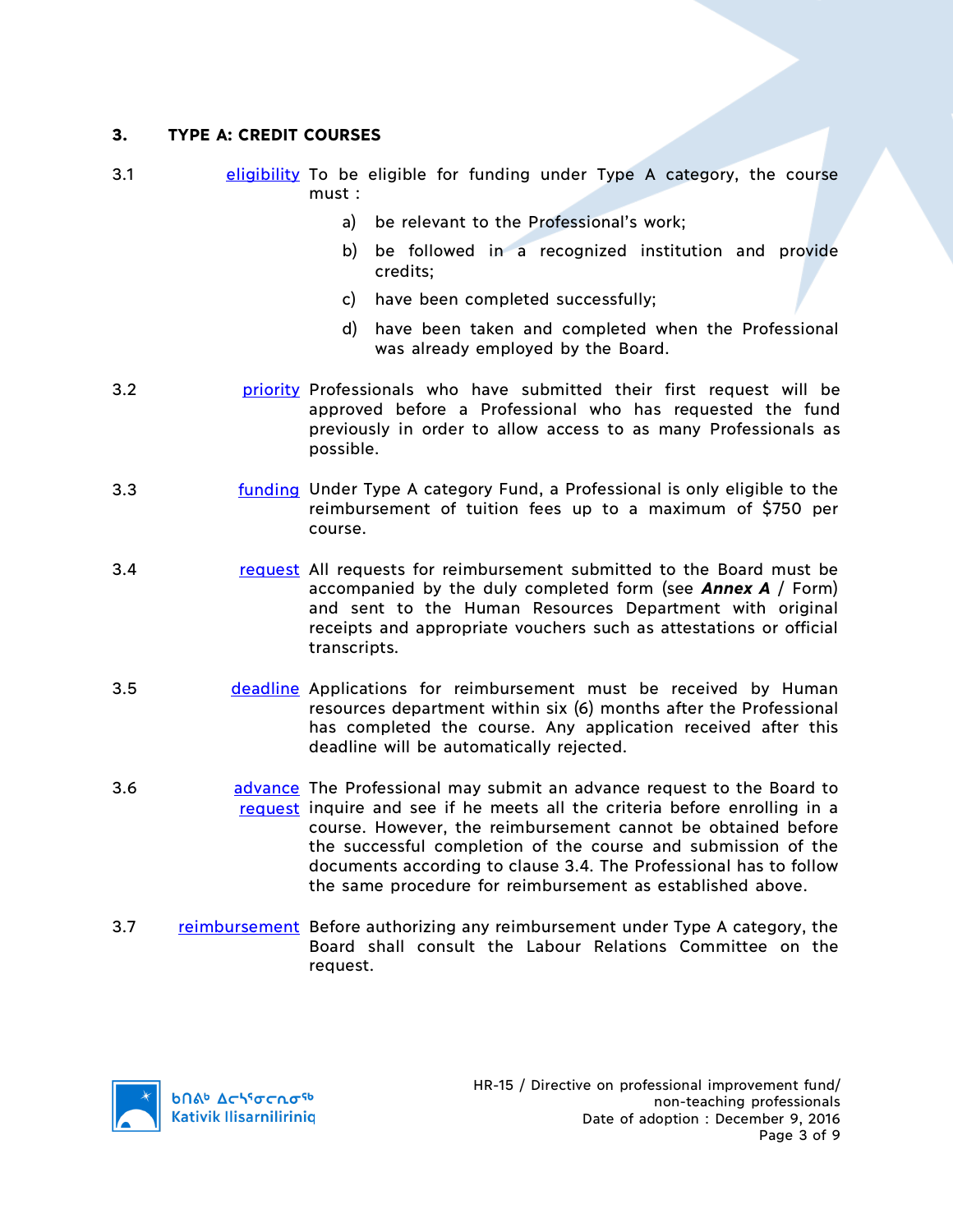## 3. TYPE A: CREDIT COURSES

3.1 eligibility To be eligible for funding under Type A category, the course must :

a) be relevant to the Professional's work;

b) be followed in a recognized institution and provide credits;

c) have been completed successfully;

d) have been taken and completed when the Professional was already employed by the Board.

3.2 priority Professionals who have submitted their first request will be approved before a Professional who has requested the fund previously in order to allow access to as many Professionals as possible.

3.3 funding Under Type A category Fund, a Professional is only eligible to the reimbursement of tuition fees up to a maximum of $750 per course.

3.4 request All requests for reimbursement submitted to the Board must be accompanied by the duly completed form (see ***Annex A*** / Form) and sent to the Human Resources Department with original receipts and appropriate vouchers such as attestations or official transcripts.

3.5 deadline Applications for reimbursement must be received by Human resources department within six (6) months after the Professional has completed the course. Any application received after this deadline will be automatically rejected.

3.6 advance request The Professional may submit an advance request to the Board to inquire and see if he meets all the criteria before enrolling in a course. However, the reimbursement cannot be obtained before the successful completion of the course and submission of the documents according to clause 3.4. The Professional has to follow the same procedure for reimbursement as established above.

3.7 reimbursement Before authorizing any reimbursement under Type A category, the Board shall consult the Labour Relations Committee on the request.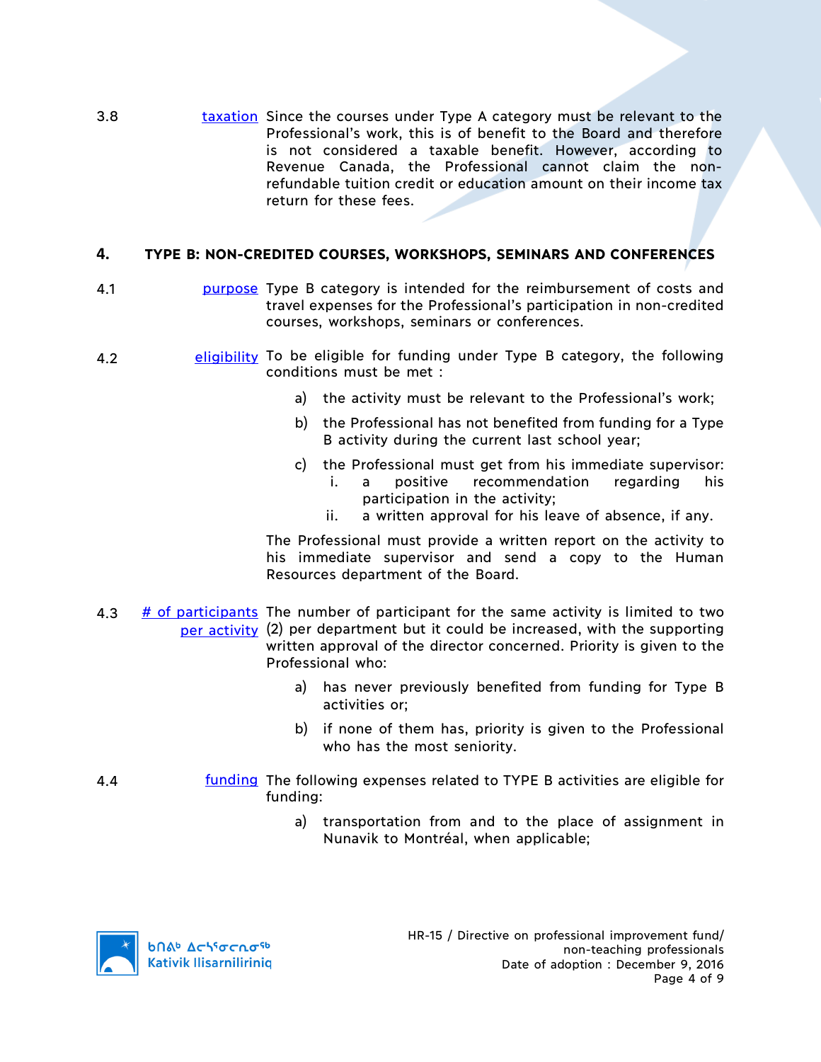3.8 **taxation** Since the courses under Type A category must be relevant to the Professional's work, this is of benefit to the Board and therefore is not considered a taxable benefit. However, according to Revenue Canada, the Professional cannot claim the non-refundable tuition credit or education amount on their income tax return for these fees.

## 4. TYPE B: NON-CREDITED COURSES, WORKSHOPS, SEMINARS AND CONFERENCES

4.1 **purpose** Type B category is intended for the reimbursement of costs and travel expenses for the Professional's participation in non-credited courses, workshops, seminars or conferences.

4.2 **eligibility** To be eligible for funding under Type B category, the following conditions must be met :

a) the activity must be relevant to the Professional's work;

b) the Professional has not benefited from funding for a Type B activity during the current last school year;

c) the Professional must get from his immediate supervisor:
   i. a positive recommendation regarding his participation in the activity;
   ii. a written approval for his leave of absence, if any.

The Professional must provide a written report on the activity to his immediate supervisor and send a copy to the Human Resources department of the Board.

4.3 **# of participants per activity** The number of participant for the same activity is limited to two (2) per department but it could be increased, with the supporting written approval of the director concerned. Priority is given to the Professional who:

a) has never previously benefited from funding for Type B activities or;

b) if none of them has, priority is given to the Professional who has the most seniority.

4.4 **funding** The following expenses related to TYPE B activities are eligible for funding:

a) transportation from and to the place of assignment in Nunavik to Montréal, when applicable;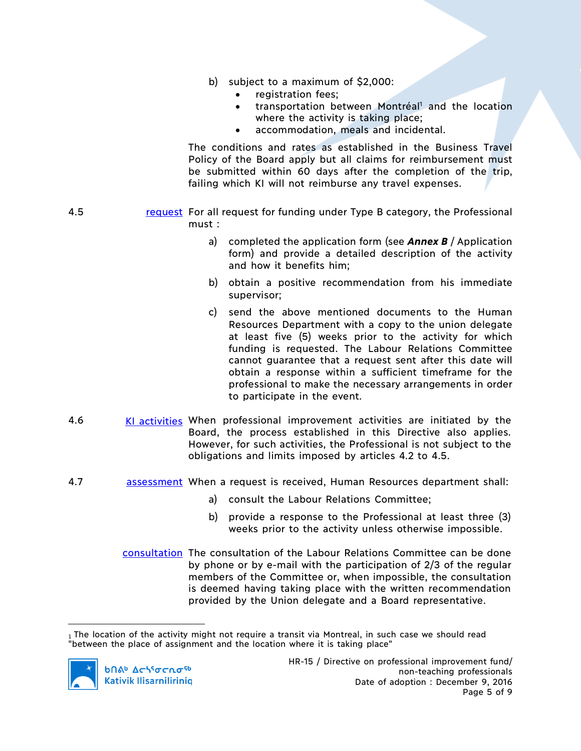b) subject to a maximum of $2,000:
   - registration fees;
   - transportation between Montréal[1] and the location where the activity is taking place;
   - accommodation, meals and incidental.

The conditions and rates as established in the Business Travel Policy of the Board apply but all claims for reimbursement must be submitted within 60 days after the completion of the trip, failing which KI will not reimburse any travel expenses.

**4.5** request

For all request for funding under Type B category, the Professional must :

a) completed the application form (see ***Annex B*** / Application form) and provide a detailed description of the activity and how it benefits him;

b) obtain a positive recommendation from his immediate supervisor;

c) send the above mentioned documents to the Human Resources Department with a copy to the union delegate at least five (5) weeks prior to the activity for which funding is requested. The Labour Relations Committee cannot guarantee that a request sent after this date will obtain a response within a sufficient timeframe for the professional to make the necessary arrangements in order to participate in the event.

**4.6** KI activities

When professional improvement activities are initiated by the Board, the process established in this Directive also applies. However, for such activities, the Professional is not subject to the obligations and limits imposed by articles 4.2 to 4.5.

**4.7** assessment

When a request is received, Human Resources department shall:

a) consult the Labour Relations Committee;

b) provide a response to the Professional at least three (3) weeks prior to the activity unless otherwise impossible.

consultation

The consultation of the Labour Relations Committee can be done by phone or by e-mail with the participation of 2/3 of the regular members of the Committee or, when impossible, the consultation is deemed having taking place with the written recommendation provided by the Union delegate and a Board representative.

---

[1] The location of the activity might not require a transit via Montreal, in such case we should read "between the place of assignment and the location where it is taking place"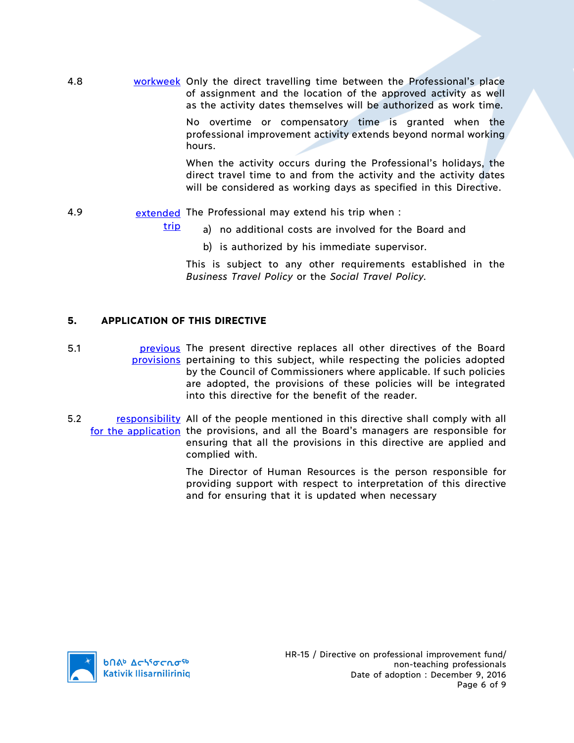4.8 workweek

Only the direct travelling time between the Professional's place of assignment and the location of the approved activity as well as the activity dates themselves will be authorized as work time.

No overtime or compensatory time is granted when the professional improvement activity extends beyond normal working hours.

When the activity occurs during the Professional's holidays, the direct travel time to and from the activity and the activity dates will be considered as working days as specified in this Directive.

4.9 extended trip

The Professional may extend his trip when :

a) no additional costs are involved for the Board and

b) is authorized by his immediate supervisor.

This is subject to any other requirements established in the *Business Travel Policy* or the *Social Travel Policy*.

## 5. APPLICATION OF THIS DIRECTIVE

5.1 previous provisions

The present directive replaces all other directives of the Board pertaining to this subject, while respecting the policies adopted by the Council of Commissioners where applicable. If such policies are adopted, the provisions of these policies will be integrated into this directive for the benefit of the reader.

5.2 responsibility for the application

All of the people mentioned in this directive shall comply with all the provisions, and all the Board's managers are responsible for ensuring that all the provisions in this directive are applied and complied with.

The Director of Human Resources is the person responsible for providing support with respect to interpretation of this directive and for ensuring that it is updated when necessary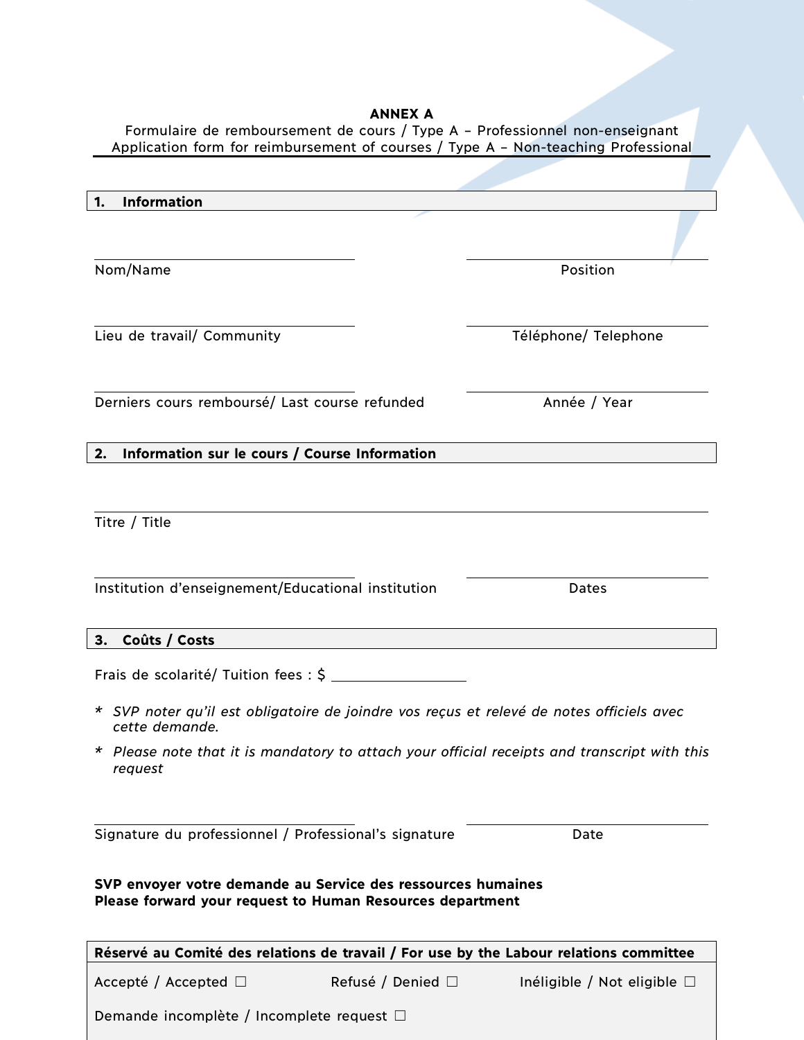**ANNEX A**

Formulaire de remboursement de cours / Type A – Professionnel non-enseignant
Application form for reimbursement of courses / Type A – Non-teaching Professional

## 1. Information

Nom/Name ____________________ Position ____________________

Lieu de travail/ Community ____________________ Téléphone/ Telephone ____________________

Derniers cours remboursé/ Last course refunded ____________________ Année / Year ____________________

## 2. Information sur le cours / Course Information

Titre / Title ____________________

Institution d'enseignement/Educational institution ____________________ Dates ____________________

## 3. Coûts / Costs

Frais de scolarité/ Tuition fees : $ ____________________

* *SVP noter qu'il est obligatoire de joindre vos reçus et relevé de notes officiels avec cette demande.*
* *Please note that it is mandatory to attach your official receipts and transcript with this request*

Signature du professionnel / Professional's signature ____________________ Date ____________________

**SVP envoyer votre demande au Service des ressources humaines**
**Please forward your request to Human Resources department**

**Réservé au Comité des relations de travail / For use by the Labour relations committee**

Accepté / Accepted ☐ Refusé / Denied ☐ Inéligible / Not eligible ☐

Demande incomplète / Incomplete request ☐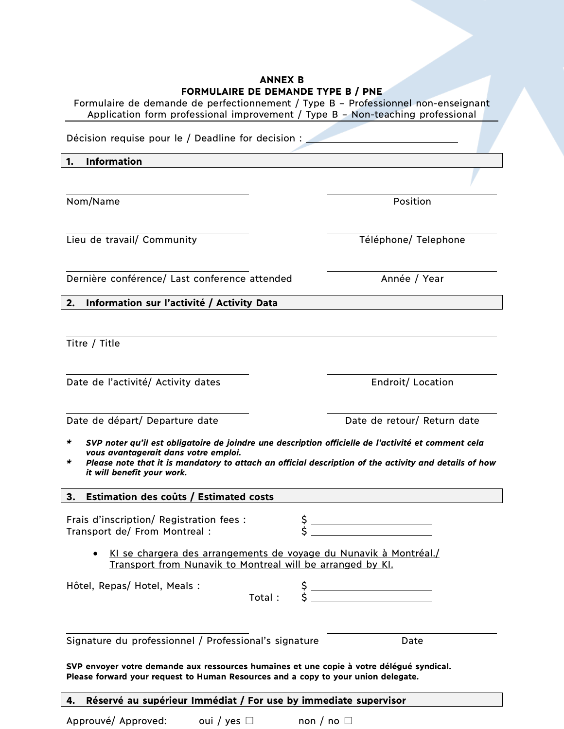**ANNEX B**
**FORMULAIRE DE DEMANDE TYPE B / PNE**

Formulaire de demande de perfectionnement / Type B – Professionnel non-enseignant
Application form professional improvement / Type B – Non-teaching professional

Décision requise pour le / Deadline for decision : ______________________

## 1. Information

| | |
|---|---|
| Nom/Name | Position |
| Lieu de travail/ Community | Téléphone/ Telephone |
| Dernière conférence/ Last conference attended | Année / Year |

## 2. Information sur l'activité / Activity Data

Titre / Title

| | |
|---|---|
| Date de l'activité/ Activity dates | Endroit/ Location |
| Date de départ/ Departure date | Date de retour/ Return date |

- ***SVP noter qu'il est obligatoire de joindre une description officielle de l'activité et comment cela vous avantagerait dans votre emploi.***
- ***Please note that it is mandatory to attach an official description of the activity and details of how it will benefit your work.***

## 3. Estimation des coûts / Estimated costs

Frais d'inscription/ Registration fees : $ ______________________
Transport de/ From Montreal : $ ______________________

- KI se chargera des arrangements de voyage du Nunavik à Montréal./ Transport from Nunavik to Montreal will be arranged by KI.

Hôtel, Repas/ Hotel, Meals : $ ______________________
Total : $ ______________________

| | |
|---|---|
| Signature du professionnel / Professional's signature | Date |

**SVP envoyer votre demande aux ressources humaines et une copie à votre délégué syndical.**
**Please forward your request to Human Resources and a copy to your union delegate.**

## 4. Réservé au supérieur Immédiat / For use by immediate supervisor

Approuvé/ Approved: oui / yes ☐ non / no ☐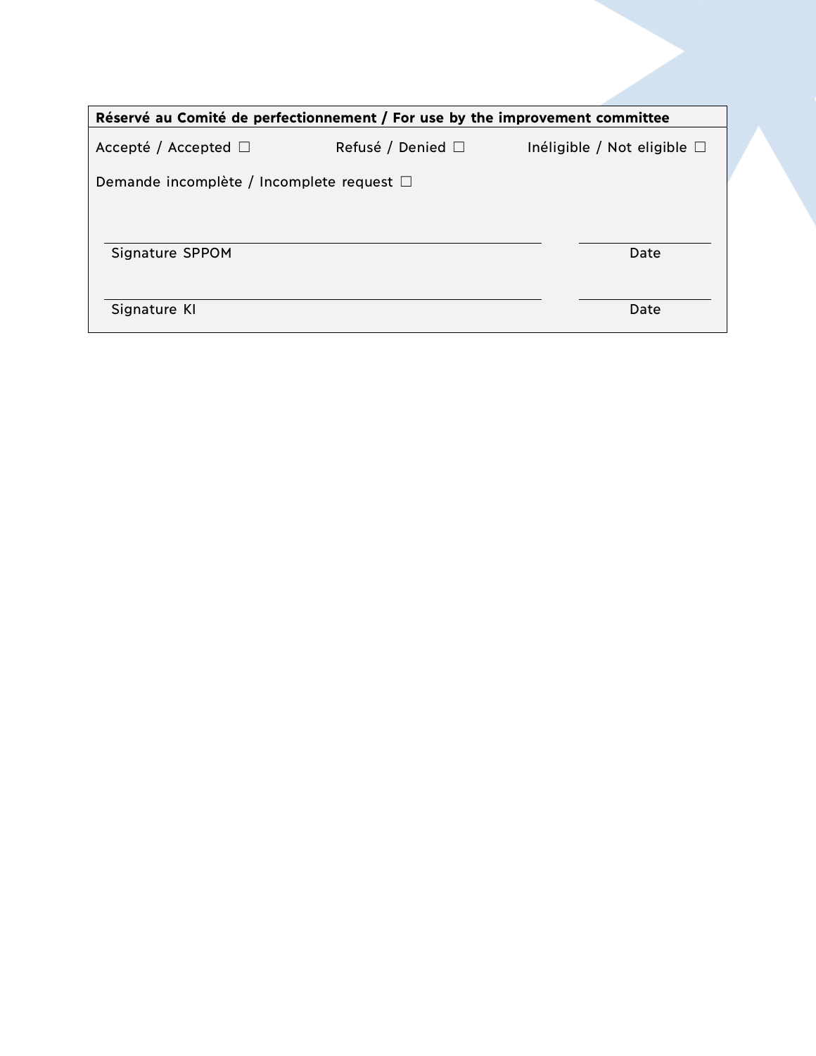**Réservé au Comité de perfectionnement / For use by the improvement committee**

Accepté / Accepted ☐ Refusé / Denied ☐ Inéligible / Not eligible ☐

Demande incomplète / Incomplete request ☐

| | |
|---|---|
| Signature SPPOM | Date |
| Signature KI | Date |